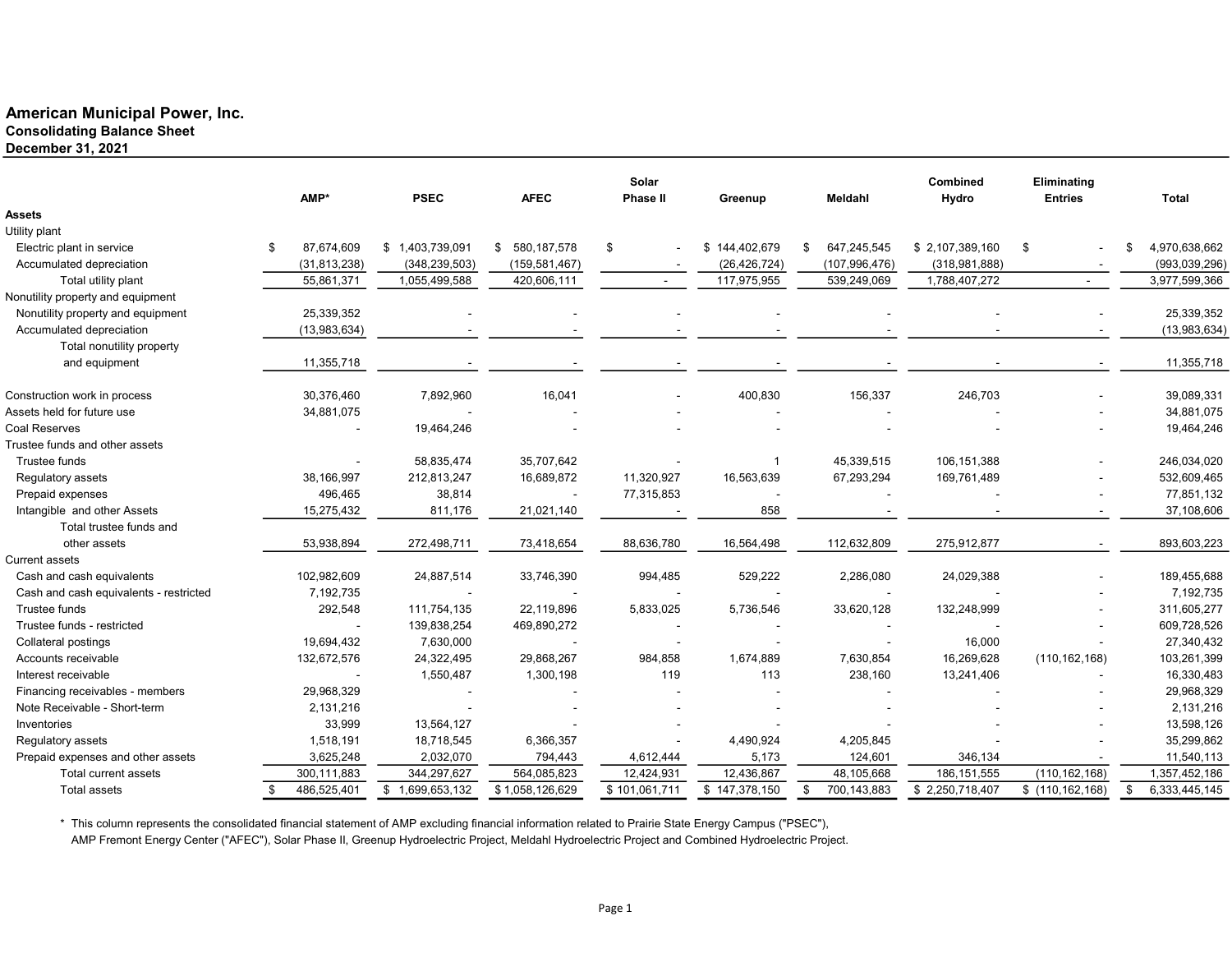# American Municipal Power, Inc.
## Consolidating Balance Sheet
### December 31, 2021

| | AMP* | PSEC | AFEC | Solar Phase II | Greenup | Meldahl | Combined Hydro | Eliminating Entries | Total |
|---|---|---|---|---|---|---|---|---|---|
| **Assets** | | | | | | | | | |
| Utility plant | | | | | | | | | |
| Electric plant in service | $ 87,674,609 | $ 1,403,739,091 | $ 580,187,578 | $ - | $ 144,402,679 | $ 647,245,545 | $ 2,107,389,160 | $ - | $ 4,970,638,662 |
| Accumulated depreciation | (31,813,238) | (348,239,503) | (159,581,467) | - | (26,426,724) | (107,996,476) | (318,981,888) | - | (993,039,296) |
| Total utility plant | 55,861,371 | 1,055,499,588 | 420,606,111 | - | 117,975,955 | 539,249,069 | 1,788,407,272 | - | 3,977,599,366 |
| Nonutility property and equipment | | | | | | | | | |
| Nonutility property and equipment | 25,339,352 | - | - | - | - | - | - | - | 25,339,352 |
| Accumulated depreciation | (13,983,634) | - | - | - | - | - | - | - | (13,983,634) |
| Total nonutility property and equipment | 11,355,718 | - | - | - | - | - | - | - | 11,355,718 |
| Construction work in process | 30,376,460 | 7,892,960 | 16,041 | - | 400,830 | 156,337 | 246,703 | - | 39,089,331 |
| Assets held for future use | 34,881,075 | - | - | - | - | - | - | - | 34,881,075 |
| Coal Reserves | - | 19,464,246 | - | - | - | - | - | - | 19,464,246 |
| Trustee funds and other assets | | | | | | | | | |
| Trustee funds | - | 58,835,474 | 35,707,642 | - | 1 | 45,339,515 | 106,151,388 | - | 246,034,020 |
| Regulatory assets | 38,166,997 | 212,813,247 | 16,689,872 | 11,320,927 | 16,563,639 | 67,293,294 | 169,761,489 | - | 532,609,465 |
| Prepaid expenses | 496,465 | 38,814 | - | 77,315,853 | - | - | - | - | 77,851,132 |
| Intangible and other Assets | 15,275,432 | 811,176 | 21,021,140 | - | 858 | - | - | - | 37,108,606 |
| Total trustee funds and other assets | 53,938,894 | 272,498,711 | 73,418,654 | 88,636,780 | 16,564,498 | 112,632,809 | 275,912,877 | - | 893,603,223 |
| Current assets | | | | | | | | | |
| Cash and cash equivalents | 102,982,609 | 24,887,514 | 33,746,390 | 994,485 | 529,222 | 2,286,080 | 24,029,388 | - | 189,455,688 |
| Cash and cash equivalents - restricted | 7,192,735 | - | - | - | - | - | - | - | 7,192,735 |
| Trustee funds | 292,548 | 111,754,135 | 22,119,896 | 5,833,025 | 5,736,546 | 33,620,128 | 132,248,999 | - | 311,605,277 |
| Trustee funds - restricted | - | 139,838,254 | 469,890,272 | - | - | - | - | - | 609,728,526 |
| Collateral postings | 19,694,432 | 7,630,000 | - | - | - | - | 16,000 | - | 27,340,432 |
| Accounts receivable | 132,672,576 | 24,322,495 | 29,868,267 | 984,858 | 1,674,889 | 7,630,854 | 16,269,628 | (110,162,168) | 103,261,399 |
| Interest receivable | - | 1,550,487 | 1,300,198 | 119 | 113 | 238,160 | 13,241,406 | - | 16,330,483 |
| Financing receivables - members | 29,968,329 | - | - | - | - | - | - | - | 29,968,329 |
| Note Receivable - Short-term | 2,131,216 | - | - | - | - | - | - | - | 2,131,216 |
| Inventories | 33,999 | 13,564,127 | - | - | - | - | - | - | 13,598,126 |
| Regulatory assets | 1,518,191 | 18,718,545 | 6,366,357 | - | 4,490,924 | 4,205,845 | - | - | 35,299,862 |
| Prepaid expenses and other assets | 3,625,248 | 2,032,070 | 794,443 | 4,612,444 | 5,173 | 124,601 | 346,134 | - | 11,540,113 |
| Total current assets | 300,111,883 | 344,297,627 | 564,085,823 | 12,424,931 | 12,436,867 | 48,105,668 | 186,151,555 | (110,162,168) | 1,357,452,186 |
| Total assets | $ 486,525,401 | $ 1,699,653,132 | $ 1,058,126,629 | $ 101,061,711 | $ 147,378,150 | $ 700,143,883 | $ 2,250,718,407 | $ (110,162,168) | $ 6,333,445,145 |

\* This column represents the consolidated financial statement of AMP excluding financial information related to Prairie State Energy Campus ("PSEC"), AMP Fremont Energy Center ("AFEC"), Solar Phase II, Greenup Hydroelectric Project, Meldahl Hydroelectric Project and Combined Hydroelectric Project.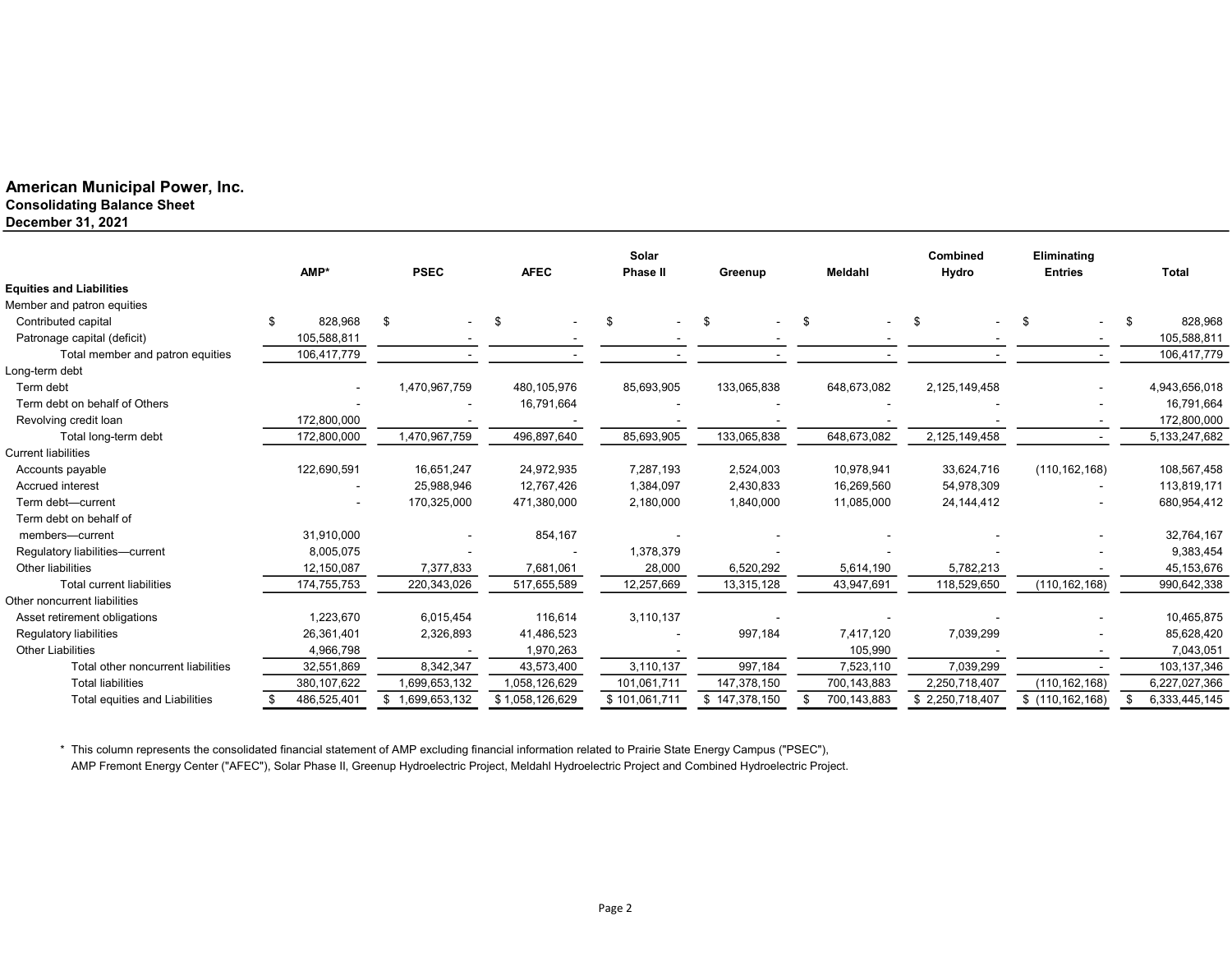# American Municipal Power, Inc.

## Consolidating Balance Sheet

### December 31, 2021

| | AMP* | PSEC | AFEC | Solar Phase II | Greenup | Meldahl | Combined Hydro | Eliminating Entries | Total |
|---|---|---|---|---|---|---|---|---|---|
| **Equities and Liabilities** | | | | | | | | | |
| Member and patron equities | | | | | | | | | |
| Contributed capital | $ 828,968 | $ - | $ - | $ - | $ - | $ - | $ - | $ - | $ 828,968 |
| Patronage capital (deficit) | 105,588,811 | - | - | - | - | - | - | - | 105,588,811 |
| Total member and patron equities | 106,417,779 | - | - | - | - | - | - | - | 106,417,779 |
| Long-term debt | | | | | | | | | |
| Term debt | - | 1,470,967,759 | 480,105,976 | 85,693,905 | 133,065,838 | 648,673,082 | 2,125,149,458 | - | 4,943,656,018 |
| Term debt on behalf of Others | - | - | 16,791,664 | - | - | - | - | - | 16,791,664 |
| Revolving credit loan | 172,800,000 | - | - | - | - | - | - | - | 172,800,000 |
| Total long-term debt | 172,800,000 | 1,470,967,759 | 496,897,640 | 85,693,905 | 133,065,838 | 648,673,082 | 2,125,149,458 | - | 5,133,247,682 |
| Current liabilities | | | | | | | | | |
| Accounts payable | 122,690,591 | 16,651,247 | 24,972,935 | 7,287,193 | 2,524,003 | 10,978,941 | 33,624,716 | (110,162,168) | 108,567,458 |
| Accrued interest | - | 25,988,946 | 12,767,426 | 1,384,097 | 2,430,833 | 16,269,560 | 54,978,309 | - | 113,819,171 |
| Term debt—current | - | 170,325,000 | 471,380,000 | 2,180,000 | 1,840,000 | 11,085,000 | 24,144,412 | - | 680,954,412 |
| Term debt on behalf of members—current | 31,910,000 | - | 854,167 | - | - | - | - | - | 32,764,167 |
| Regulatory liabilities—current | 8,005,075 | - | - | 1,378,379 | - | - | - | - | 9,383,454 |
| Other liabilities | 12,150,087 | 7,377,833 | 7,681,061 | 28,000 | 6,520,292 | 5,614,190 | 5,782,213 | - | 45,153,676 |
| Total current liabilities | 174,755,753 | 220,343,026 | 517,655,589 | 12,257,669 | 13,315,128 | 43,947,691 | 118,529,650 | (110,162,168) | 990,642,338 |
| Other noncurrent liabilities | | | | | | | | | |
| Asset retirement obligations | 1,223,670 | 6,015,454 | 116,614 | 3,110,137 | - | - | - | - | 10,465,875 |
| Regulatory liabilities | 26,361,401 | 2,326,893 | 41,486,523 | - | 997,184 | 7,417,120 | 7,039,299 | - | 85,628,420 |
| Other Liabilities | 4,966,798 | - | 1,970,263 | - | | 105,990 | - | - | 7,043,051 |
| Total other noncurrent liabilities | 32,551,869 | 8,342,347 | 43,573,400 | 3,110,137 | 997,184 | 7,523,110 | 7,039,299 | - | 103,137,346 |
| Total liabilities | 380,107,622 | 1,699,653,132 | 1,058,126,629 | 101,061,711 | 147,378,150 | 700,143,883 | 2,250,718,407 | (110,162,168) | 6,227,027,366 |
| Total equities and Liabilities | $ 486,525,401 | $ 1,699,653,132 | $ 1,058,126,629 | $ 101,061,711 | $ 147,378,150 | $ 700,143,883 | $ 2,250,718,407 | $ (110,162,168) | $ 6,333,445,145 |

\* This column represents the consolidated financial statement of AMP excluding financial information related to Prairie State Energy Campus ("PSEC"), AMP Fremont Energy Center ("AFEC"), Solar Phase II, Greenup Hydroelectric Project, Meldahl Hydroelectric Project and Combined Hydroelectric Project.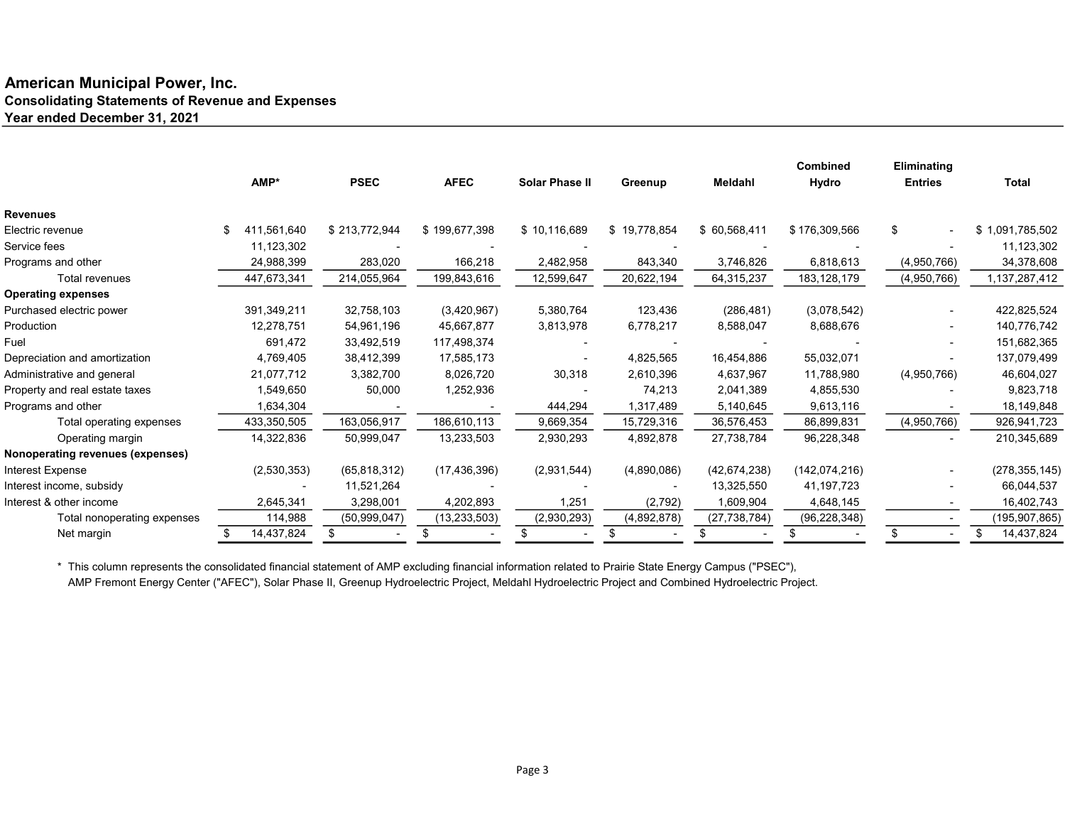# American Municipal Power, Inc.
## Consolidating Statements of Revenue and Expenses
### Year ended December 31, 2021

| | AMP* | PSEC | AFEC | Solar Phase II | Greenup | Meldahl | Combined Hydro | Eliminating Entries | Total |
|---|---|---|---|---|---|---|---|---|---|
| **Revenues** | | | | | | | | | |
| Electric revenue | $ 411,561,640 | $ 213,772,944 | $ 199,677,398 | $ 10,116,689 | $ 19,778,854 | $ 60,568,411 | $ 176,309,566 | $ - | $ 1,091,785,502 |
| Service fees | 11,123,302 | - | - | - | - | - | - | - | 11,123,302 |
| Programs and other | 24,988,399 | 283,020 | 166,218 | 2,482,958 | 843,340 | 3,746,826 | 6,818,613 | (4,950,766) | 34,378,608 |
| Total revenues | 447,673,341 | 214,055,964 | 199,843,616 | 12,599,647 | 20,622,194 | 64,315,237 | 183,128,179 | (4,950,766) | 1,137,287,412 |
| **Operating expenses** | | | | | | | | | |
| Purchased electric power | 391,349,211 | 32,758,103 | (3,420,967) | 5,380,764 | 123,436 | (286,481) | (3,078,542) | - | 422,825,524 |
| Production | 12,278,751 | 54,961,196 | 45,667,877 | 3,813,978 | 6,778,217 | 8,588,047 | 8,688,676 | - | 140,776,742 |
| Fuel | 691,472 | 33,492,519 | 117,498,374 | - | - | - | - | - | 151,682,365 |
| Depreciation and amortization | 4,769,405 | 38,412,399 | 17,585,173 | - | 4,825,565 | 16,454,886 | 55,032,071 | - | 137,079,499 |
| Administrative and general | 21,077,712 | 3,382,700 | 8,026,720 | 30,318 | 2,610,396 | 4,637,967 | 11,788,980 | (4,950,766) | 46,604,027 |
| Property and real estate taxes | 1,549,650 | 50,000 | 1,252,936 | - | 74,213 | 2,041,389 | 4,855,530 | - | 9,823,718 |
| Programs and other | 1,634,304 | - | - | 444,294 | 1,317,489 | 5,140,645 | 9,613,116 | - | 18,149,848 |
| Total operating expenses | 433,350,505 | 163,056,917 | 186,610,113 | 9,669,354 | 15,729,316 | 36,576,453 | 86,899,831 | (4,950,766) | 926,941,723 |
| Operating margin | 14,322,836 | 50,999,047 | 13,233,503 | 2,930,293 | 4,892,878 | 27,738,784 | 96,228,348 | - | 210,345,689 |
| **Nonoperating revenues (expenses)** | | | | | | | | | |
| Interest Expense | (2,530,353) | (65,818,312) | (17,436,396) | (2,931,544) | (4,890,086) | (42,674,238) | (142,074,216) | - | (278,355,145) |
| Interest income, subsidy | - | 11,521,264 | - | - | - | 13,325,550 | 41,197,723 | - | 66,044,537 |
| Interest & other income | 2,645,341 | 3,298,001 | 4,202,893 | 1,251 | (2,792) | 1,609,904 | 4,648,145 | - | 16,402,743 |
| Total nonoperating expenses | 114,988 | (50,999,047) | (13,233,503) | (2,930,293) | (4,892,878) | (27,738,784) | (96,228,348) | - | (195,907,865) |
| Net margin | $ 14,437,824 | $ - | $ - | $ - | $ - | $ - | $ - | $ - | $ 14,437,824 |

\* This column represents the consolidated financial statement of AMP excluding financial information related to Prairie State Energy Campus ("PSEC"), AMP Fremont Energy Center ("AFEC"), Solar Phase II, Greenup Hydroelectric Project, Meldahl Hydroelectric Project and Combined Hydroelectric Project.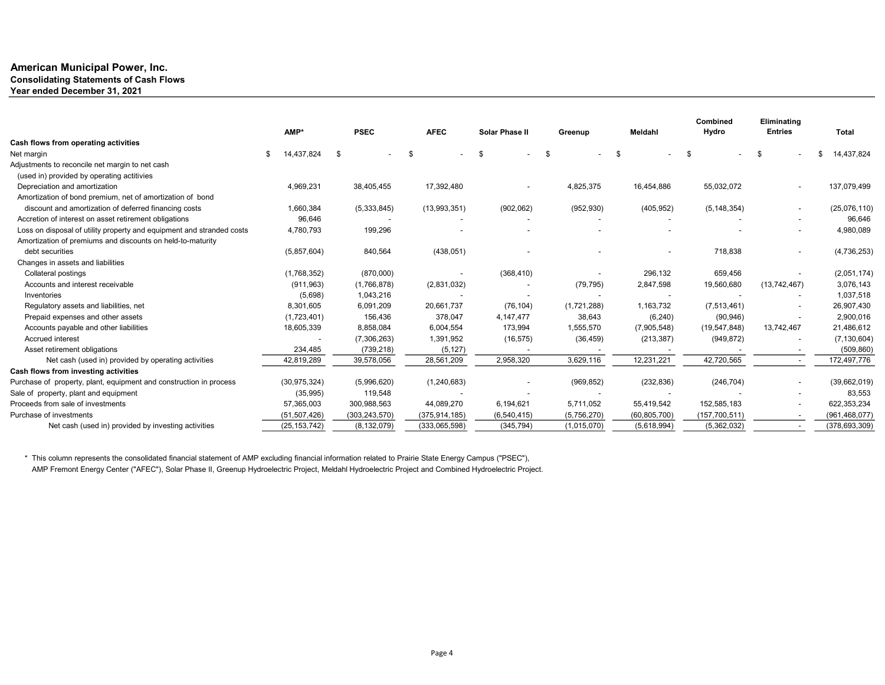# American Municipal Power, Inc.
## Consolidating Statements of Cash Flows
### Year ended December 31, 2021

| | AMP* | PSEC | AFEC | Solar Phase II | Greenup | Meldahl | Combined Hydro | Eliminating Entries | Total |
|---|---|---|---|---|---|---|---|---|---|
| **Cash flows from operating activities** | | | | | | | | | |
| Net margin | $ 14,437,824 | $ - | $ - | $ - | $ - | $ - | $ - | $ - | $ 14,437,824 |
| Adjustments to reconcile net margin to net cash (used in) provided by operating actitivies | | | | | | | | | |
| Depreciation and amortization | 4,969,231 | 38,405,455 | 17,392,480 | - | 4,825,375 | 16,454,886 | 55,032,072 | - | 137,079,499 |
| Amortization of bond premium, net of amortization of bond discount and amortization of deferred financing costs | 1,660,384 | (5,333,845) | (13,993,351) | (902,062) | (952,930) | (405,952) | (5,148,354) | - | (25,076,110) |
| Accretion of interest on asset retirement obligations | 96,646 | - | - | - | - | - | - | - | 96,646 |
| Loss on disposal of utility property and equipment and stranded costs | 4,780,793 | 199,296 | - | - | - | - | - | - | 4,980,089 |
| Amortization of premiums and discounts on held-to-maturity debt securities | (5,857,604) | 840,564 | (438,051) | - | - | - | 718,838 | - | (4,736,253) |
| Changes in assets and liabilities | | | | | | | | | |
| Collateral postings | (1,768,352) | (870,000) | - | (368,410) | - | 296,132 | 659,456 | - | (2,051,174) |
| Accounts and interest receivable | (911,963) | (1,766,878) | (2,831,032) | - | (79,795) | 2,847,598 | 19,560,680 | (13,742,467) | 3,076,143 |
| Inventories | (5,698) | 1,043,216 | - | - | - | - | - | - | 1,037,518 |
| Regulatory assets and liabilities, net | 8,301,605 | 6,091,209 | 20,661,737 | (76,104) | (1,721,288) | 1,163,732 | (7,513,461) | - | 26,907,430 |
| Prepaid expenses and other assets | (1,723,401) | 156,436 | 378,047 | 4,147,477 | 38,643 | (6,240) | (90,946) | - | 2,900,016 |
| Accounts payable and other liabilities | 18,605,339 | 8,858,084 | 6,004,554 | 173,994 | 1,555,570 | (7,905,548) | (19,547,848) | 13,742,467 | 21,486,612 |
| Accrued interest | - | (7,306,263) | 1,391,952 | (16,575) | (36,459) | (213,387) | (949,872) | - | (7,130,604) |
| Asset retirement obligations | 234,485 | (739,218) | (5,127) | - | - | - | - | - | (509,860) |
| Net cash (used in) provided by operating activities | 42,819,289 | 39,578,056 | 28,561,209 | 2,958,320 | 3,629,116 | 12,231,221 | 42,720,565 | - | 172,497,776 |
| **Cash flows from investing activities** | | | | | | | | | |
| Purchase of property, plant, equipment and construction in process | (30,975,324) | (5,996,620) | (1,240,683) | - | (969,852) | (232,836) | (246,704) | - | (39,662,019) |
| Sale of property, plant and equipment | (35,995) | 119,548 | - | - | - | - | - | - | 83,553 |
| Proceeds from sale of investments | 57,365,003 | 300,988,563 | 44,089,270 | 6,194,621 | 5,711,052 | 55,419,542 | 152,585,183 | - | 622,353,234 |
| Purchase of investments | (51,507,426) | (303,243,570) | (375,914,185) | (6,540,415) | (5,756,270) | (60,805,700) | (157,700,511) | - | (961,468,077) |
| Net cash (used in) provided by investing activities | (25,153,742) | (8,132,079) | (333,065,598) | (345,794) | (1,015,070) | (5,618,994) | (5,362,032) | - | (378,693,309) |

\* This column represents the consolidated financial statement of AMP excluding financial information related to Prairie State Energy Campus ("PSEC"), AMP Fremont Energy Center ("AFEC"), Solar Phase II, Greenup Hydroelectric Project, Meldahl Hydroelectric Project and Combined Hydroelectric Project.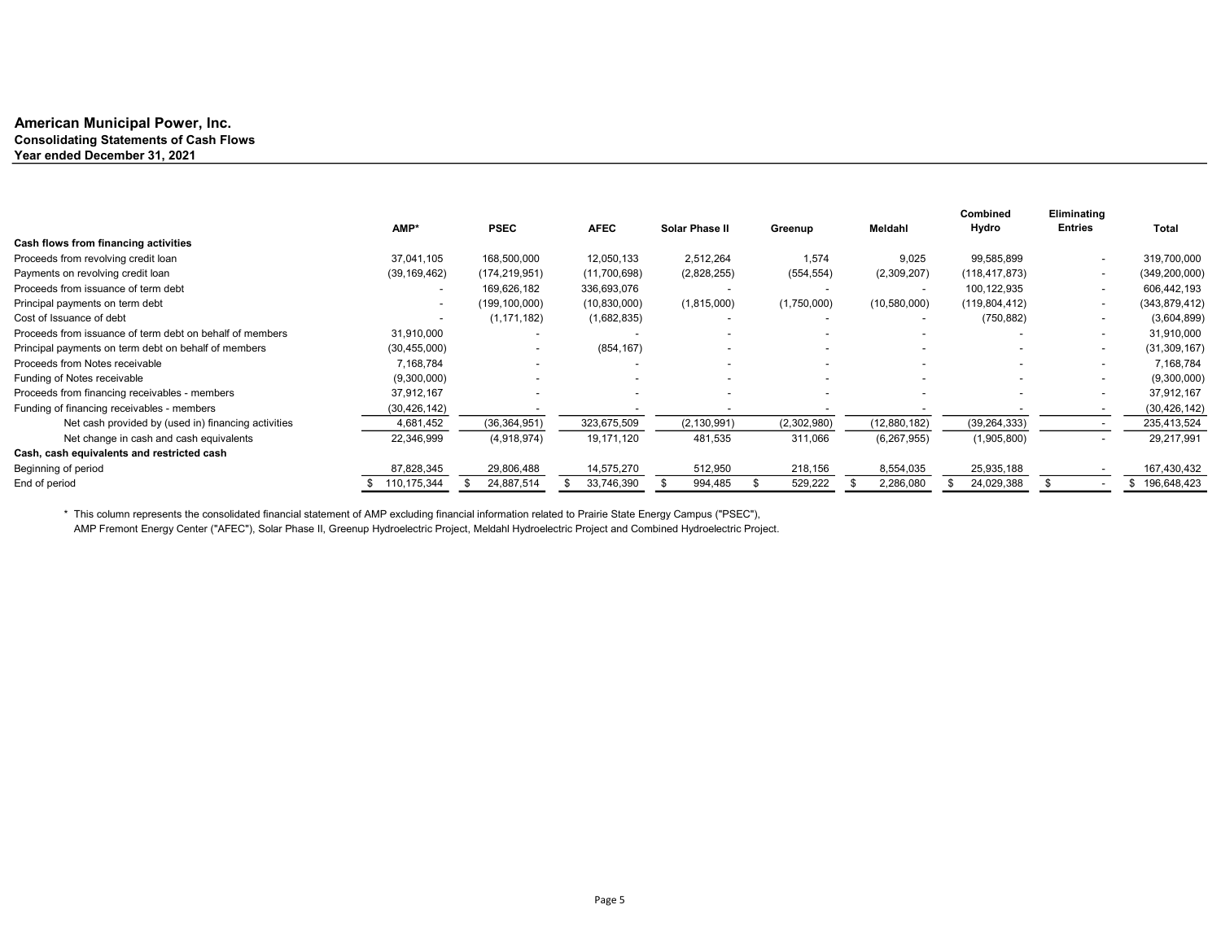**American Municipal Power, Inc.**
**Consolidating Statements of Cash Flows**
**Year ended December 31, 2021**

| | AMP* | PSEC | AFEC | Solar Phase II | Greenup | Meldahl | Combined Hydro | Eliminating Entries | Total |
|---|---|---|---|---|---|---|---|---|---|
| **Cash flows from financing activities** | | | | | | | | | |
| Proceeds from revolving credit loan | 37,041,105 | 168,500,000 | 12,050,133 | 2,512,264 | 1,574 | 9,025 | 99,585,899 | - | 319,700,000 |
| Payments on revolving credit loan | (39,169,462) | (174,219,951) | (11,700,698) | (2,828,255) | (554,554) | (2,309,207) | (118,417,873) | - | (349,200,000) |
| Proceeds from issuance of term debt | - | 169,626,182 | 336,693,076 | - | - | - | 100,122,935 | - | 606,442,193 |
| Principal payments on term debt | - | (199,100,000) | (10,830,000) | (1,815,000) | (1,750,000) | (10,580,000) | (119,804,412) | - | (343,879,412) |
| Cost of Issuance of debt | - | (1,171,182) | (1,682,835) | - | - | - | (750,882) | - | (3,604,899) |
| Proceeds from issuance of term debt on behalf of members | 31,910,000 | - | - | - | - | - | - | - | 31,910,000 |
| Principal payments on term debt on behalf of members | (30,455,000) | - | (854,167) | - | - | - | - | - | (31,309,167) |
| Proceeds from Notes receivable | 7,168,784 | - | - | - | - | - | - | - | 7,168,784 |
| Funding of Notes receivable | (9,300,000) | - | - | - | - | - | - | - | (9,300,000) |
| Proceeds from financing receivables - members | 37,912,167 | - | - | - | - | - | - | - | 37,912,167 |
| Funding of financing receivables - members | (30,426,142) | - | - | - | - | - | - | - | (30,426,142) |
| Net cash provided by (used in) financing activities | 4,681,452 | (36,364,951) | 323,675,509 | (2,130,991) | (2,302,980) | (12,880,182) | (39,264,333) | - | 235,413,524 |
| Net change in cash and cash equivalents | 22,346,999 | (4,918,974) | 19,171,120 | 481,535 | 311,066 | (6,267,955) | (1,905,800) | - | 29,217,991 |
| **Cash, cash equivalents and restricted cash** | | | | | | | | | |
| Beginning of period | 87,828,345 | 29,806,488 | 14,575,270 | 512,950 | 218,156 | 8,554,035 | 25,935,188 | - | 167,430,432 |
| End of period | $ 110,175,344 | $ 24,887,514 | $ 33,746,390 | $ 994,485 | $ 529,222 | $ 2,286,080 | $ 24,029,388 | $ - | $ 196,648,423 |

\* This column represents the consolidated financial statement of AMP excluding financial information related to Prairie State Energy Campus ("PSEC"), AMP Fremont Energy Center ("AFEC"), Solar Phase II, Greenup Hydroelectric Project, Meldahl Hydroelectric Project and Combined Hydroelectric Project.